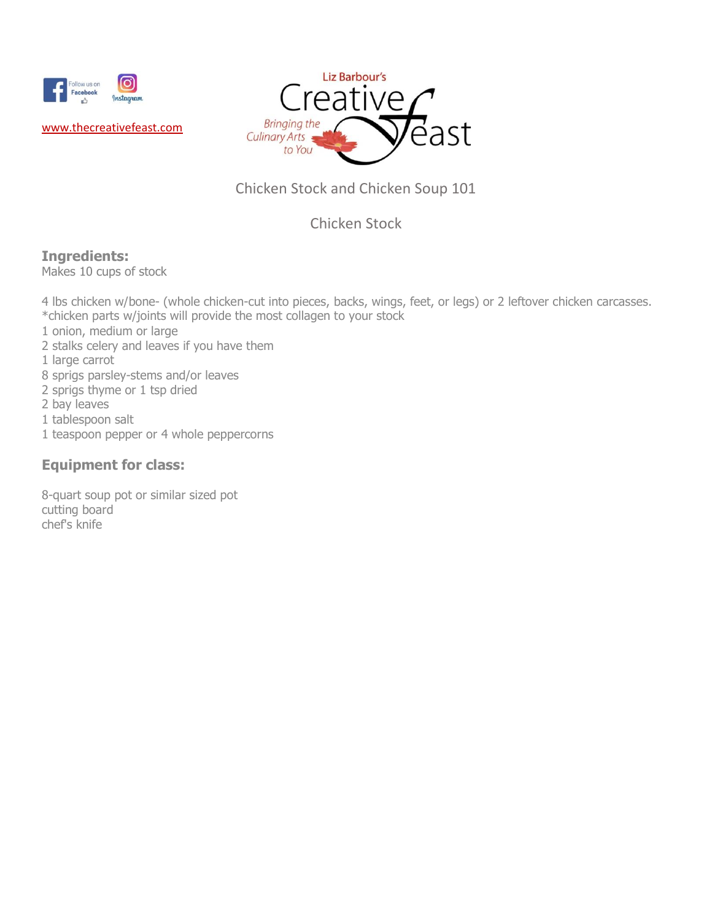www.thecreativefeast.com

Liz Barbour's Creative Feast

Bringing the Culinary Arts to You

# Chicken Stock and Chicken Soup 101

## Chicken Stock

### Ingredients:

Makes 10 cups of stock

4 lbs chicken w/bone- (whole chicken-cut into pieces, backs, wings, feet, or legs) or 2 leftover chicken carcasses.
*chicken parts w/joints will provide the most collagen to your stock
1 onion, medium or large
2 stalks celery and leaves if you have them
1 large carrot
8 sprigs parsley-stems and/or leaves
2 sprigs thyme or 1 tsp dried
2 bay leaves
1 tablespoon salt
1 teaspoon pepper or 4 whole peppercorns

### Equipment for class:

8-quart soup pot or similar sized pot
cutting board
chef's knife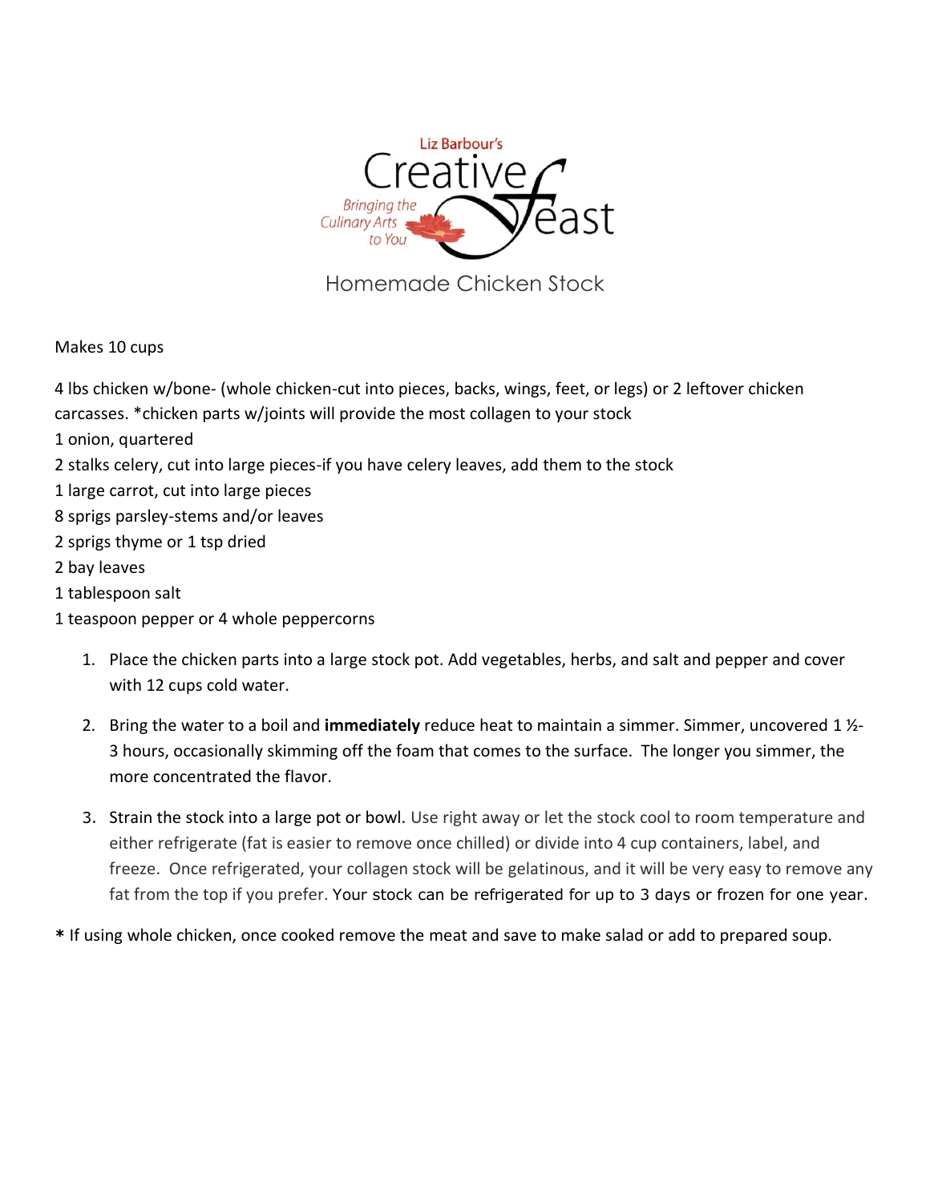Liz Barbour's

Creative Feast

Bringing the Culinary Arts to You

# Homemade Chicken Stock

Makes 10 cups

4 lbs chicken w/bone- (whole chicken-cut into pieces, backs, wings, feet, or legs) or 2 leftover chicken carcasses. *chicken parts w/joints will provide the most collagen to your stock
1 onion, quartered
2 stalks celery, cut into large pieces-if you have celery leaves, add them to the stock
1 large carrot, cut into large pieces
8 sprigs parsley-stems and/or leaves
2 sprigs thyme or 1 tsp dried
2 bay leaves
1 tablespoon salt
1 teaspoon pepper or 4 whole peppercorns

1. Place the chicken parts into a large stock pot. Add vegetables, herbs, and salt and pepper and cover with 12 cups cold water.
2. Bring the water to a boil and **immediately** reduce heat to maintain a simmer. Simmer, uncovered 1 ½-3 hours, occasionally skimming off the foam that comes to the surface. The longer you simmer, the more concentrated the flavor.
3. Strain the stock into a large pot or bowl. Use right away or let the stock cool to room temperature and either refrigerate (fat is easier to remove once chilled) or divide into 4 cup containers, label, and freeze. Once refrigerated, your collagen stock will be gelatinous, and it will be very easy to remove any fat from the top if you prefer. Your stock can be refrigerated for up to 3 days or frozen for one year.

**\*** If using whole chicken, once cooked remove the meat and save to make salad or add to prepared soup.